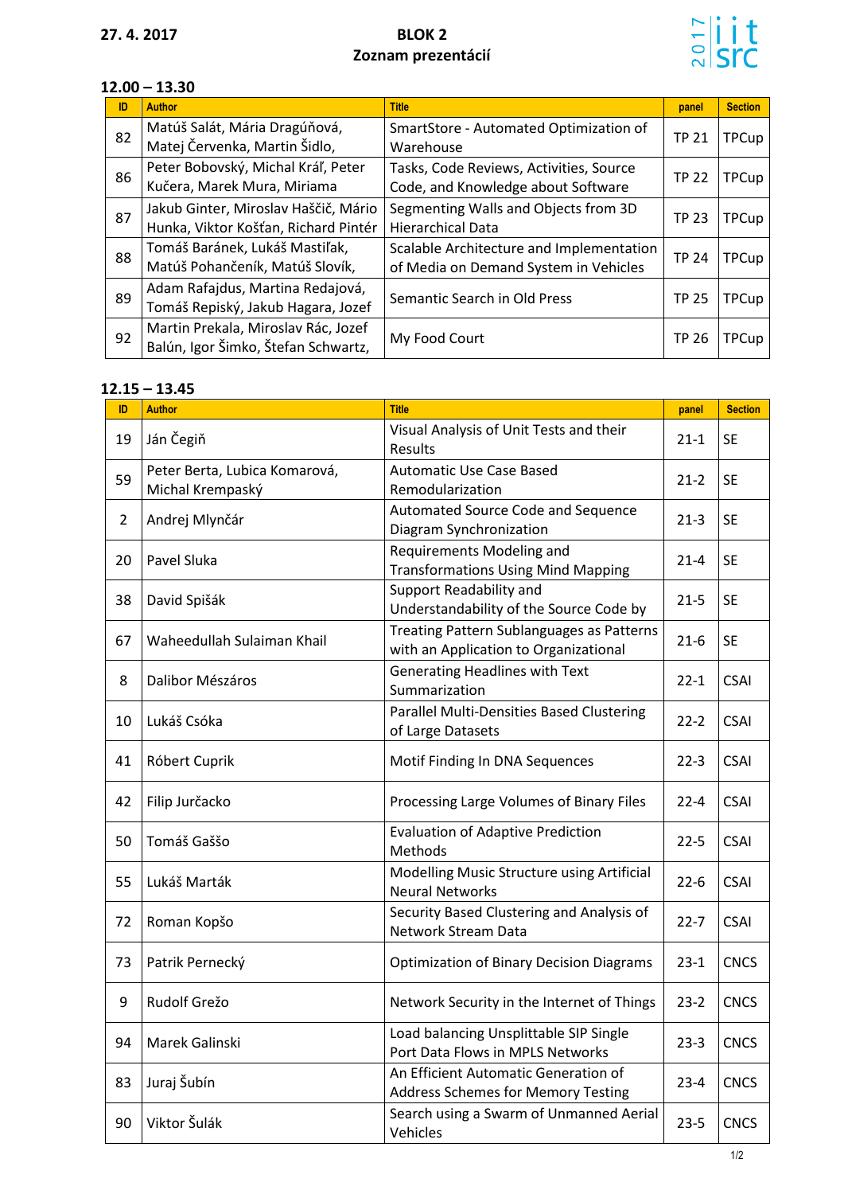**27. 4. 2017**

# BLOK 2
## Zoznam prezentácií

### 12.00 – 13.30

| ID | Author | Title | panel | Section |
|---|---|---|---|---|
| 82 | Matúš Salát, Mária Dragúňová, Matej Červenka, Martin Šidlo, | SmartStore - Automated Optimization of Warehouse | TP 21 | TPCup |
| 86 | Peter Bobovský, Michal Kráľ, Peter Kučera, Marek Mura, Miriama | Tasks, Code Reviews, Activities, Source Code, and Knowledge about Software | TP 22 | TPCup |
| 87 | Jakub Ginter, Miroslav Haščič, Mário Hunka, Viktor Košťan, Richard Pintér | Segmenting Walls and Objects from 3D Hierarchical Data | TP 23 | TPCup |
| 88 | Tomáš Baránek, Lukáš Mastiľak, Matúš Pohančeník, Matúš Slovík, | Scalable Architecture and Implementation of Media on Demand System in Vehicles | TP 24 | TPCup |
| 89 | Adam Rafajdus, Martina Redajová, Tomáš Repiský, Jakub Hagara, Jozef | Semantic Search in Old Press | TP 25 | TPCup |
| 92 | Martin Prekala, Miroslav Rác, Jozef Balún, Igor Šimko, Štefan Schwartz, | My Food Court | TP 26 | TPCup |

### 12.15 – 13.45

| ID | Author | Title | panel | Section |
|---|---|---|---|---|
| 19 | Ján Čegiň | Visual Analysis of Unit Tests and their Results | 21-1 | SE |
| 59 | Peter Berta, Lubica Komarová, Michal Krempaský | Automatic Use Case Based Remodularization | 21-2 | SE |
| 2 | Andrej Mlynčár | Automated Source Code and Sequence Diagram Synchronization | 21-3 | SE |
| 20 | Pavel Sluka | Requirements Modeling and Transformations Using Mind Mapping | 21-4 | SE |
| 38 | David Spišák | Support Readability and Understandability of the Source Code by | 21-5 | SE |
| 67 | Waheedullah Sulaiman Khail | Treating Pattern Sublanguages as Patterns with an Application to Organizational | 21-6 | SE |
| 8 | Dalibor Mészáros | Generating Headlines with Text Summarization | 22-1 | CSAI |
| 10 | Lukáš Csóka | Parallel Multi-Densities Based Clustering of Large Datasets | 22-2 | CSAI |
| 41 | Róbert Cuprik | Motif Finding In DNA Sequences | 22-3 | CSAI |
| 42 | Filip Jurčacko | Processing Large Volumes of Binary Files | 22-4 | CSAI |
| 50 | Tomáš Gaššo | Evaluation of Adaptive Prediction Methods | 22-5 | CSAI |
| 55 | Lukáš Marták | Modelling Music Structure using Artificial Neural Networks | 22-6 | CSAI |
| 72 | Roman Kopšo | Security Based Clustering and Analysis of Network Stream Data | 22-7 | CSAI |
| 73 | Patrik Pernecký | Optimization of Binary Decision Diagrams | 23-1 | CNCS |
| 9 | Rudolf Grežo | Network Security in the Internet of Things | 23-2 | CNCS |
| 94 | Marek Galinski | Load balancing Unsplittable SIP Single Port Data Flows in MPLS Networks | 23-3 | CNCS |
| 83 | Juraj Šubín | An Efficient Automatic Generation of Address Schemes for Memory Testing | 23-4 | CNCS |
| 90 | Viktor Šulák | Search using a Swarm of Unmanned Aerial Vehicles | 23-5 | CNCS |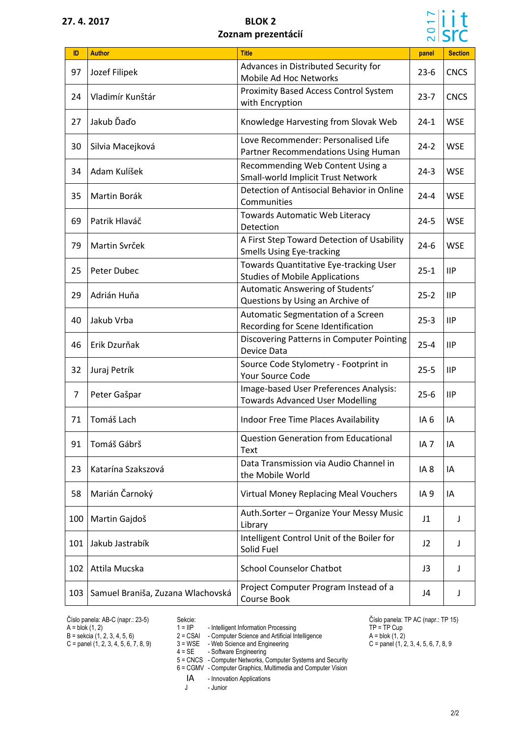**27. 4. 2017**

## BLOK 2
## Zoznam prezentácií

| ID | Author | Title | panel | Section |
|---|---|---|---|---|
| 97 | Jozef Filipek | Advances in Distributed Security for Mobile Ad Hoc Networks | 23-6 | CNCS |
| 24 | Vladimír Kunštár | Proximity Based Access Control System with Encryption | 23-7 | CNCS |
| 27 | Jakub Ďaďo | Knowledge Harvesting from Slovak Web | 24-1 | WSE |
| 30 | Silvia Macejková | Love Recommender: Personalised Life Partner Recommendations Using Human | 24-2 | WSE |
| 34 | Adam Kulíšek | Recommending Web Content Using a Small-world Implicit Trust Network | 24-3 | WSE |
| 35 | Martin Borák | Detection of Antisocial Behavior in Online Communities | 24-4 | WSE |
| 69 | Patrik Hlaváč | Towards Automatic Web Literacy Detection | 24-5 | WSE |
| 79 | Martin Svrček | A First Step Toward Detection of Usability Smells Using Eye-tracking | 24-6 | WSE |
| 25 | Peter Dubec | Towards Quantitative Eye-tracking User Studies of Mobile Applications | 25-1 | IIP |
| 29 | Adrián Huňa | Automatic Answering of Students' Questions by Using an Archive of | 25-2 | IIP |
| 40 | Jakub Vrba | Automatic Segmentation of a Screen Recording for Scene Identification | 25-3 | IIP |
| 46 | Erik Dzurňak | Discovering Patterns in Computer Pointing Device Data | 25-4 | IIP |
| 32 | Juraj Petrík | Source Code Stylometry - Footprint in Your Source Code | 25-5 | IIP |
| 7 | Peter Gašpar | Image-based User Preferences Analysis: Towards Advanced User Modelling | 25-6 | IIP |
| 71 | Tomáš Lach | Indoor Free Time Places Availability | IA 6 | IA |
| 91 | Tomáš Gábrš | Question Generation from Educational Text | IA 7 | IA |
| 23 | Katarína Szakszová | Data Transmission via Audio Channel in the Mobile World | IA 8 | IA |
| 58 | Marián Čarnoký | Virtual Money Replacing Meal Vouchers | IA 9 | IA |
| 100 | Martin Gajdoš | Auth.Sorter – Organize Your Messy Music Library | J1 | J |
| 101 | Jakub Jastrabík | Intelligent Control Unit of the Boiler for Solid Fuel | J2 | J |
| 102 | Attila Mucska | School Counselor Chatbot | J3 | J |
| 103 | Samuel Braniša, Zuzana Wlachovská | Project Computer Program Instead of a Course Book | J4 | J |

Číslo panela: AB-C (napr.: 23-5)
A = blok (1, 2)
B = sekcia (1, 2, 3, 4, 5, 6)
C = panel (1, 2, 3, 4, 5, 6, 7, 8, 9)

Sekcie:
1 = IIP - Intelligent Information Processing
2 = CSAI - Computer Science and Artificial Intelligence
3 = WSE - Web Science and Engineering
4 = SE - Software Engineering
5 = CNCS - Computer Networks, Computer Systems and Security
6 = CGMV - Computer Graphics, Multimedia and Computer Vision
IA - Innovation Applications
J - Junior

Číslo panela: TP AC (napr.: TP 15)
TP = TP Cup
A = blok (1, 2)
C = panel (1, 2, 3, 4, 5, 6, 7, 8, 9